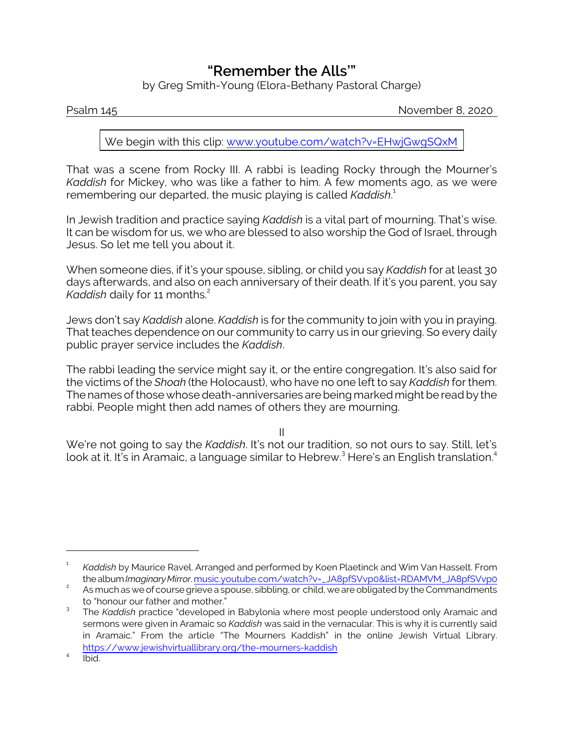# "Remember the Alls'"

by Greg Smith-Young (Elora-Bethany Pastoral Charge)

Psalm 145 November 8, 2020

We begin with this clip: www.youtube.com/watch?v=EHwjGwgSQxM

That was a scene from Rocky III. A rabbi is leading Rocky through the Mourner's *Kaddish* for Mickey, who was like a father to him. A few moments ago, as we were remembering our departed, the music playing is called *Kaddish*.[1]

In Jewish tradition and practice saying *Kaddish* is a vital part of mourning. That's wise. It can be wisdom for us, we who are blessed to also worship the God of Israel, through Jesus. So let me tell you about it.

When someone dies, if it's your spouse, sibling, or child you say *Kaddish* for at least 30 days afterwards, and also on each anniversary of their death. If it's you parent, you say *Kaddish* daily for 11 months.[2]

Jews don't say *Kaddish* alone. *Kaddish* is for the community to join with you in praying. That teaches dependence on our community to carry us in our grieving. So every daily public prayer service includes the *Kaddish*.

The rabbi leading the service might say it, or the entire congregation. It's also said for the victims of the *Shoah* (the Holocaust), who have no one left to say *Kaddish* for them. The names of those whose death-anniversaries are being marked might be read by the rabbi. People might then add names of others they are mourning.

II

We're not going to say the *Kaddish*. It's not our tradition, so not ours to say. Still, let's look at it. It's in Aramaic, a language similar to Hebrew.[3] Here's an English translation.[4]

---

[1] *Kaddish* by Maurice Ravel. Arranged and performed by Koen Plaetinck and Wim Van Hasselt. From the album *Imaginary Mirror*. music.youtube.com/watch?v=_JA8pfSVvp0&list=RDAMVM_JA8pfSVvp0

[2] As much as we of course grieve a spouse, sibbling, or child, we are obligated by the Commandments to "honour our father and mother."

[3] The *Kaddish* practice "developed in Babylonia where most people understood only Aramaic and sermons were given in Aramaic so *Kaddish* was said in the vernacular. This is why it is currently said in Aramaic." From the article "The Mourners Kaddish" in the online Jewish Virtual Library. https://www.jewishvirtuallibrary.org/the-mourners-kaddish

[4] Ibid.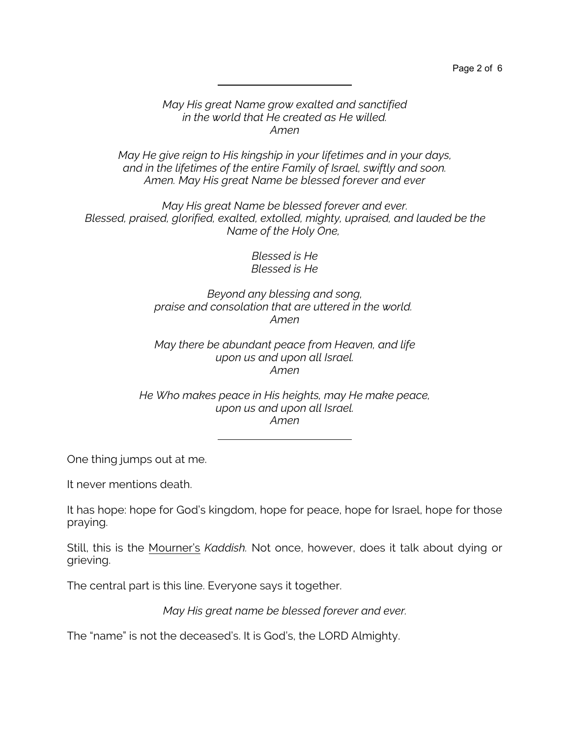---

*May His great Name grow exalted and sanctified*
*in the world that He created as He willed.*
*Amen*

*May He give reign to His kingship in your lifetimes and in your days,*
*and in the lifetimes of the entire Family of Israel, swiftly and soon.*
*Amen. May His great Name be blessed forever and ever*

*May His great Name be blessed forever and ever.*
*Blessed, praised, glorified, exalted, extolled, mighty, upraised, and lauded be the Name of the Holy One,*

*Blessed is He*
*Blessed is He*

*Beyond any blessing and song,*
*praise and consolation that are uttered in the world.*
*Amen*

*May there be abundant peace from Heaven, and life*
*upon us and upon all Israel.*
*Amen*

*He Who makes peace in His heights, may He make peace,*
*upon us and upon all Israel.*
*Amen*

---

One thing jumps out at me.

It never mentions death.

It has hope: hope for God's kingdom, hope for peace, hope for Israel, hope for those praying.

Still, this is the <u>Mourner's</u> *Kaddish.* Not once, however, does it talk about dying or grieving.

The central part is this line. Everyone says it together.

*May His great name be blessed forever and ever.*

The "name" is not the deceased's. It is God's, the LORD Almighty.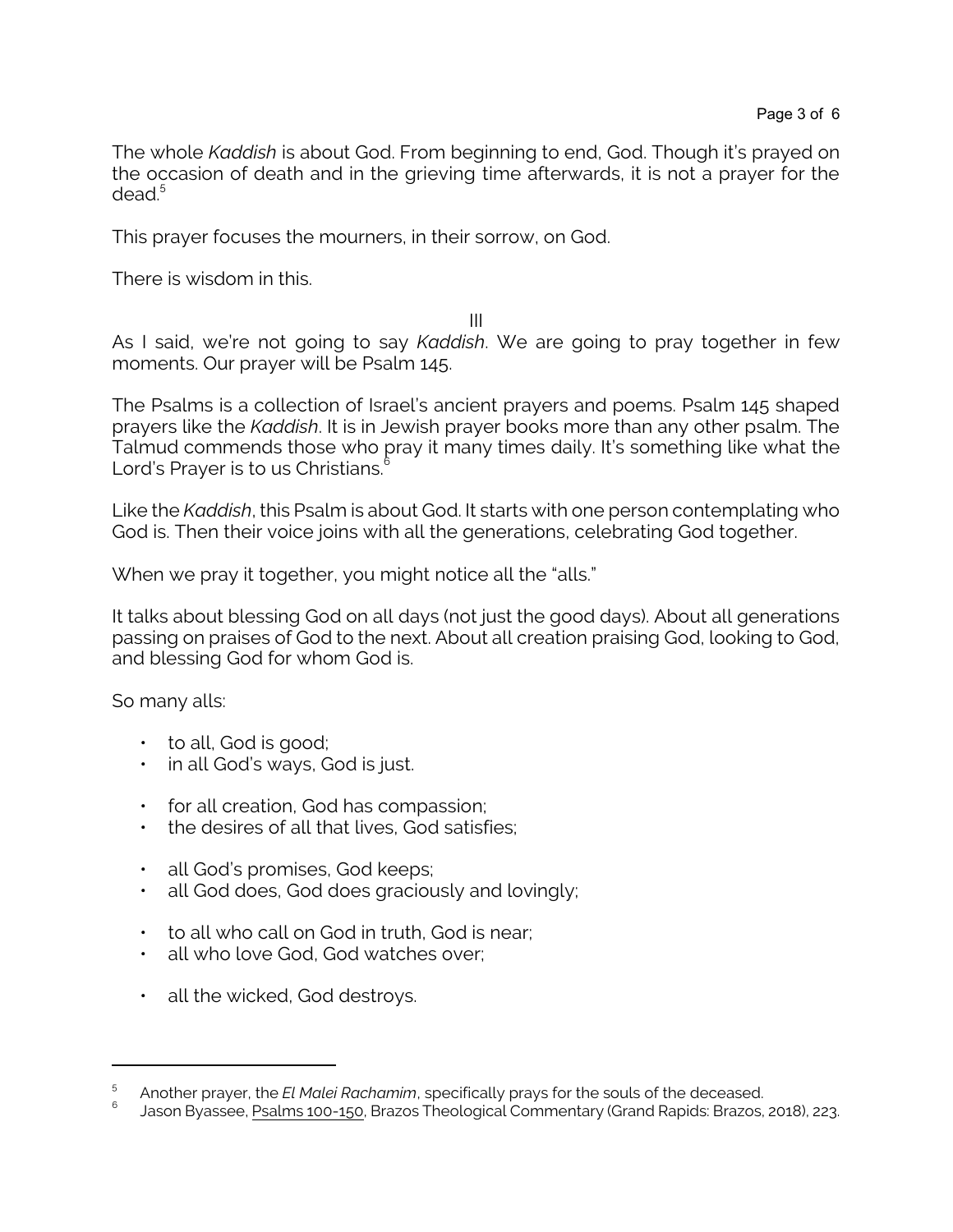The whole *Kaddish* is about God. From beginning to end, God. Though it's prayed on the occasion of death and in the grieving time afterwards, it is not a prayer for the dead.[5]

This prayer focuses the mourners, in their sorrow, on God.

There is wisdom in this.

III

As I said, we're not going to say *Kaddish*. We are going to pray together in few moments. Our prayer will be Psalm 145.

The Psalms is a collection of Israel's ancient prayers and poems. Psalm 145 shaped prayers like the *Kaddish*. It is in Jewish prayer books more than any other psalm. The Talmud commends those who pray it many times daily. It's something like what the Lord's Prayer is to us Christians.[6]

Like the *Kaddish*, this Psalm is about God. It starts with one person contemplating who God is. Then their voice joins with all the generations, celebrating God together.

When we pray it together, you might notice all the "alls."

It talks about blessing God on all days (not just the good days). About all generations passing on praises of God to the next. About all creation praising God, looking to God, and blessing God for whom God is.

So many alls:

- to all, God is good;
- in all God's ways, God is just.

- for all creation, God has compassion;
- the desires of all that lives, God satisfies;

- all God's promises, God keeps;
- all God does, God does graciously and lovingly;

- to all who call on God in truth, God is near;
- all who love God, God watches over;

- all the wicked, God destroys.

---

[5] Another prayer, the *El Malei Rachamim*, specifically prays for the souls of the deceased.

[6] Jason Byassee, Psalms 100-150, Brazos Theological Commentary (Grand Rapids: Brazos, 2018), 223.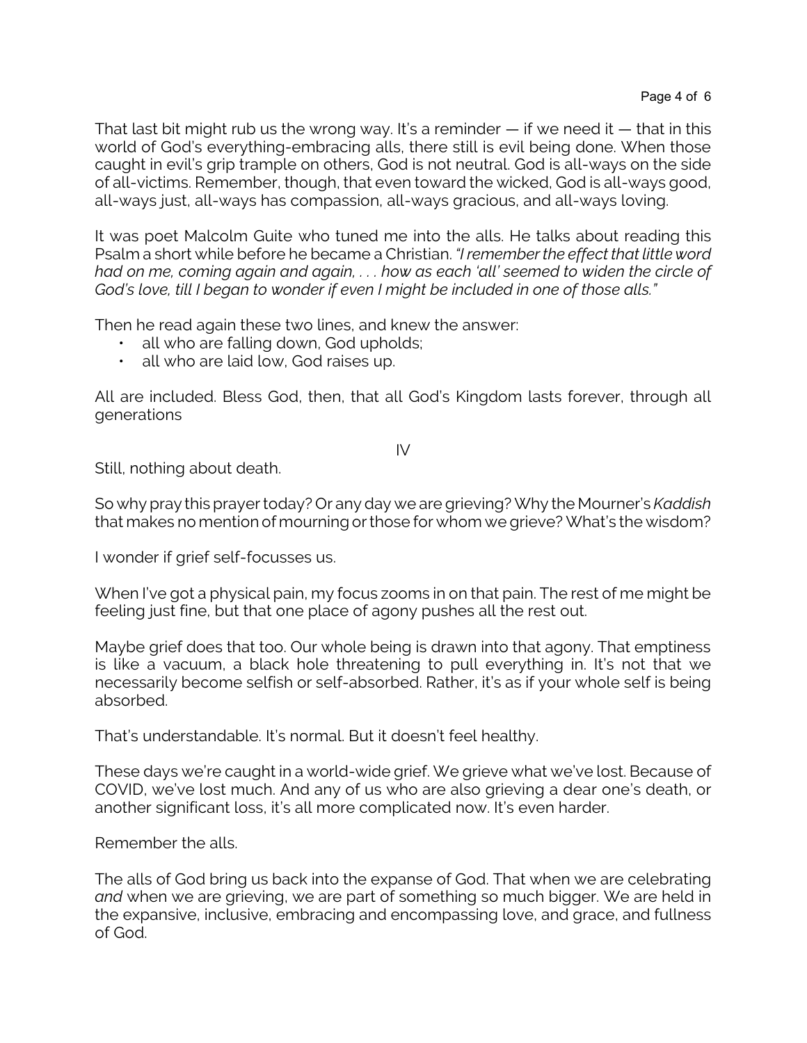That last bit might rub us the wrong way. It's a reminder — if we need it — that in this world of God's everything-embracing alls, there still is evil being done. When those caught in evil's grip trample on others, God is not neutral. God is all-ways on the side of all-victims. Remember, though, that even toward the wicked, God is all-ways good, all-ways just, all-ways has compassion, all-ways gracious, and all-ways loving.

It was poet Malcolm Guite who tuned me into the alls. He talks about reading this Psalm a short while before he became a Christian. *"I remember the effect that little word had on me, coming again and again, . . . how as each 'all' seemed to widen the circle of God's love, till I began to wonder if even I might be included in one of those alls."*

Then he read again these two lines, and knew the answer:

- all who are falling down, God upholds;
- all who are laid low, God raises up.

All are included. Bless God, then, that all God's Kingdom lasts forever, through all generations

IV

Still, nothing about death.

So why pray this prayer today? Or any day we are grieving? Why the Mourner's *Kaddish* that makes no mention of mourning or those for whom we grieve? What's the wisdom?

I wonder if grief self-focusses us.

When I've got a physical pain, my focus zooms in on that pain. The rest of me might be feeling just fine, but that one place of agony pushes all the rest out.

Maybe grief does that too. Our whole being is drawn into that agony. That emptiness is like a vacuum, a black hole threatening to pull everything in. It's not that we necessarily become selfish or self-absorbed. Rather, it's as if your whole self is being absorbed.

That's understandable. It's normal. But it doesn't feel healthy.

These days we're caught in a world-wide grief. We grieve what we've lost. Because of COVID, we've lost much. And any of us who are also grieving a dear one's death, or another significant loss, it's all more complicated now. It's even harder.

Remember the alls.

The alls of God bring us back into the expanse of God. That when we are celebrating *and* when we are grieving, we are part of something so much bigger. We are held in the expansive, inclusive, embracing and encompassing love, and grace, and fullness of God.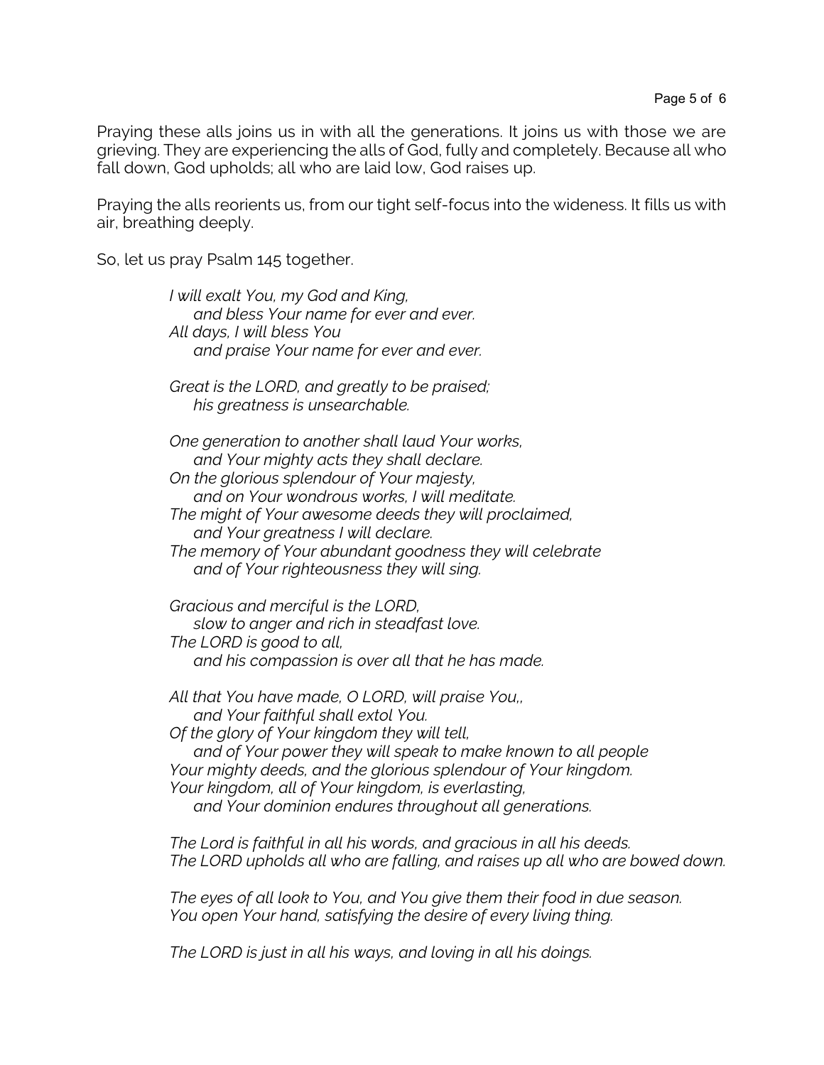Praying these alls joins us in with all the generations. It joins us with those we are grieving. They are experiencing the alls of God, fully and completely. Because all who fall down, God upholds; all who are laid low, God raises up.

Praying the alls reorients us, from our tight self-focus into the wideness. It fills us with air, breathing deeply.

So, let us pray Psalm 145 together.

> *I will exalt You, my God and King,*
> *and bless Your name for ever and ever.*
> *All days, I will bless You*
> *and praise Your name for ever and ever.*
>
> *Great is the LORD, and greatly to be praised;*
> *his greatness is unsearchable.*
>
> *One generation to another shall laud Your works,*
> *and Your mighty acts they shall declare.*
> *On the glorious splendour of Your majesty,*
> *and on Your wondrous works, I will meditate.*
> *The might of Your awesome deeds they will proclaimed,*
> *and Your greatness I will declare.*
> *The memory of Your abundant goodness they will celebrate*
> *and of Your righteousness they will sing.*
>
> *Gracious and merciful is the LORD,*
> *slow to anger and rich in steadfast love.*
> *The LORD is good to all,*
> *and his compassion is over all that he has made.*
>
> *All that You have made, O LORD, will praise You,,*
> *and Your faithful shall extol You.*
> *Of the glory of Your kingdom they will tell,*
> *and of Your power they will speak to make known to all people*
> *Your mighty deeds, and the glorious splendour of Your kingdom.*
> *Your kingdom, all of Your kingdom, is everlasting,*
> *and Your dominion endures throughout all generations.*
>
> *The Lord is faithful in all his words, and gracious in all his deeds.*
> *The LORD upholds all who are falling, and raises up all who are bowed down.*
>
> *The eyes of all look to You, and You give them their food in due season.*
> *You open Your hand, satisfying the desire of every living thing.*
>
> *The LORD is just in all his ways, and loving in all his doings.*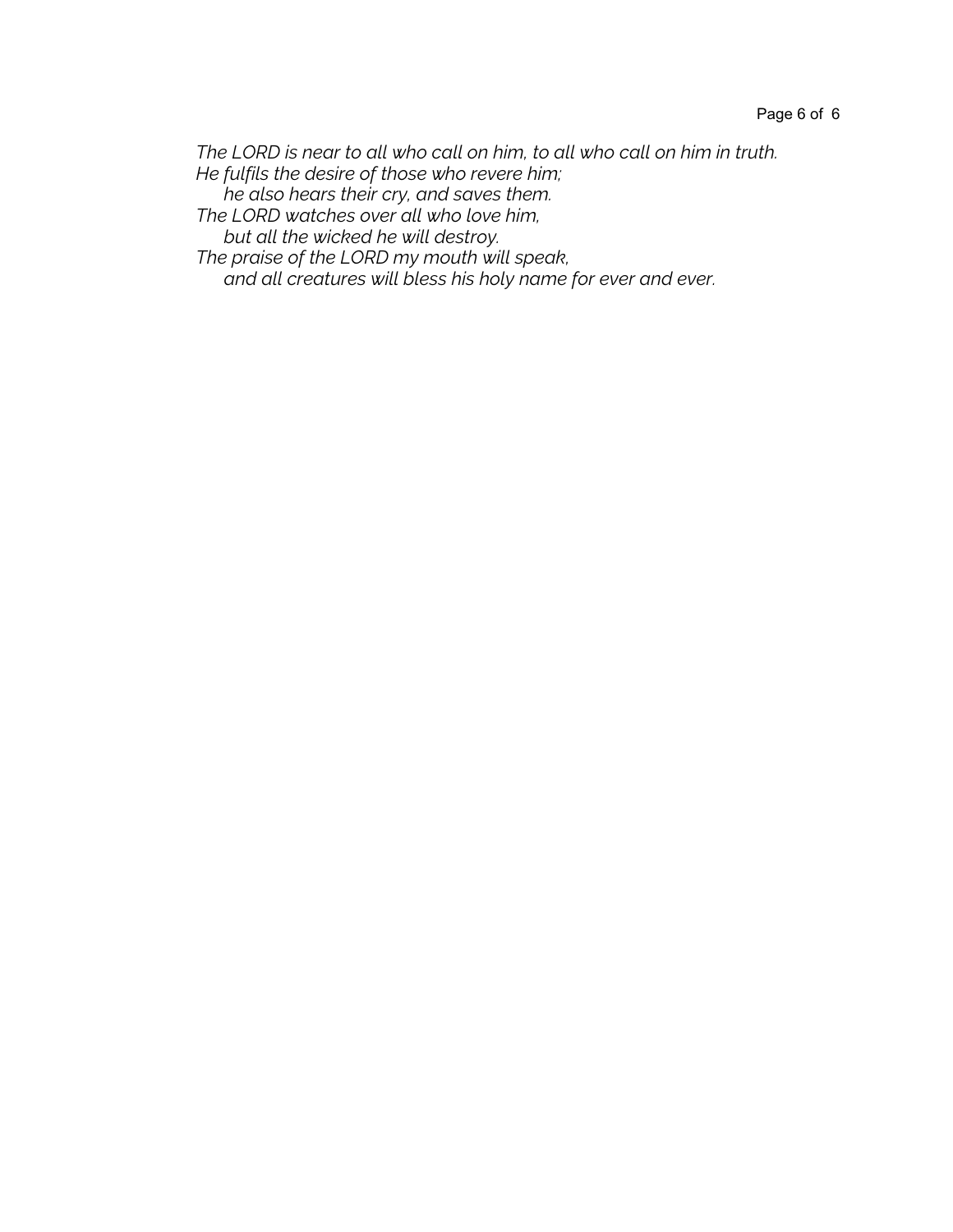*The LORD is near to all who call on him, to all who call on him in truth.*
*He fulfils the desire of those who revere him;*
  *he also hears their cry, and saves them.*
*The LORD watches over all who love him,*
  *but all the wicked he will destroy.*
*The praise of the LORD my mouth will speak,*
  *and all creatures will bless his holy name for ever and ever.*